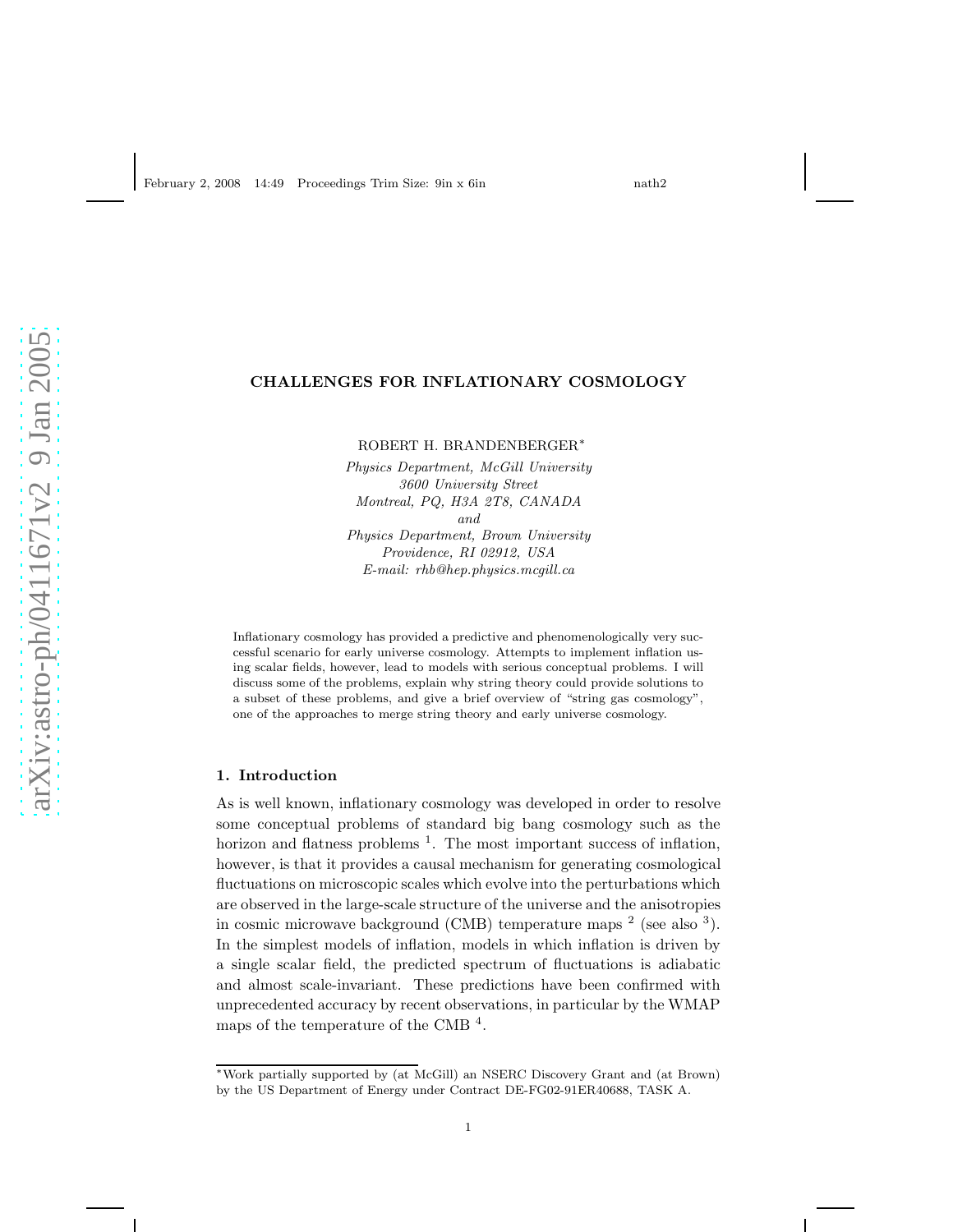# CHALLENGES FOR INFLATIONARY COSMOLOGY

ROBERT H. BRANDENBERGER*

*Physics Department, McGill University*
*3600 University Street*
*Montreal, PQ, H3A 2T8, CANADA*
*and*
*Physics Department, Brown University*
*Providence, RI 02912, USA*
*E-mail: rhb@hep.physics.mcgill.ca*

Inflationary cosmology has provided a predictive and phenomenologically very successful scenario for early universe cosmology. Attempts to implement inflation using scalar fields, however, lead to models with serious conceptual problems. I will discuss some of the problems, explain why string theory could provide solutions to a subset of these problems, and give a brief overview of "string gas cosmology", one of the approaches to merge string theory and early universe cosmology.

## 1. Introduction

As is well known, inflationary cosmology was developed in order to resolve some conceptual problems of standard big bang cosmology such as the horizon and flatness problems [1]. The most important success of inflation, however, is that it provides a causal mechanism for generating cosmological fluctuations on microscopic scales which evolve into the perturbations which are observed in the large-scale structure of the universe and the anisotropies in cosmic microwave background (CMB) temperature maps [2] (see also [3]). In the simplest models of inflation, models in which inflation is driven by a single scalar field, the predicted spectrum of fluctuations is adiabatic and almost scale-invariant. These predictions have been confirmed with unprecedented accuracy by recent observations, in particular by the WMAP maps of the temperature of the CMB [4].

---

*Work partially supported by (at McGill) an NSERC Discovery Grant and (at Brown) by the US Department of Energy under Contract DE-FG02-91ER40688, TASK A.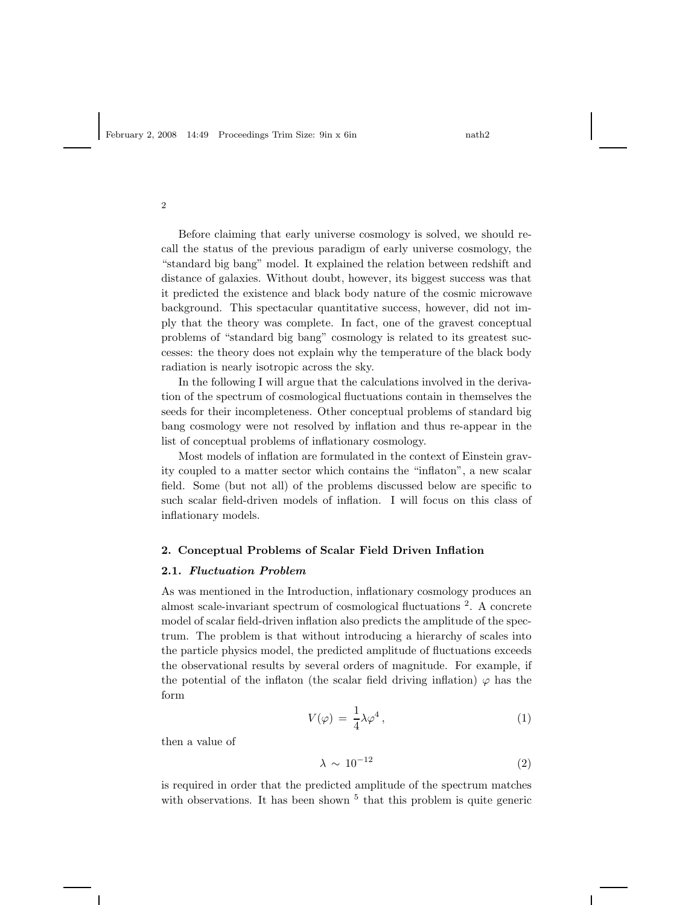Before claiming that early universe cosmology is solved, we should recall the status of the previous paradigm of early universe cosmology, the "standard big bang" model. It explained the relation between redshift and distance of galaxies. Without doubt, however, its biggest success was that it predicted the existence and black body nature of the cosmic microwave background. This spectacular quantitative success, however, did not imply that the theory was complete. In fact, one of the gravest conceptual problems of "standard big bang" cosmology is related to its greatest successes: the theory does not explain why the temperature of the black body radiation is nearly isotropic across the sky.

In the following I will argue that the calculations involved in the derivation of the spectrum of cosmological fluctuations contain in themselves the seeds for their incompleteness. Other conceptual problems of standard big bang cosmology were not resolved by inflation and thus re-appear in the list of conceptual problems of inflationary cosmology.

Most models of inflation are formulated in the context of Einstein gravity coupled to a matter sector which contains the "inflaton", a new scalar field. Some (but not all) of the problems discussed below are specific to such scalar field-driven models of inflation. I will focus on this class of inflationary models.

## 2. Conceptual Problems of Scalar Field Driven Inflation

### 2.1. *Fluctuation Problem*

As was mentioned in the Introduction, inflationary cosmology produces an almost scale-invariant spectrum of cosmological fluctuations [2]. A concrete model of scalar field-driven inflation also predicts the amplitude of the spectrum. The problem is that without introducing a hierarchy of scales into the particle physics model, the predicted amplitude of fluctuations exceeds the observational results by several orders of magnitude. For example, if the potential of the inflaton (the scalar field driving inflation) $\varphi$ has the form

$$V(\varphi) \, = \, \frac{1}{4}\lambda\varphi^4 \, , \tag{1}$$

then a value of

$$\lambda \, \sim \, 10^{-12} \tag{2}$$

is required in order that the predicted amplitude of the spectrum matches with observations. It has been shown [5] that this problem is quite generic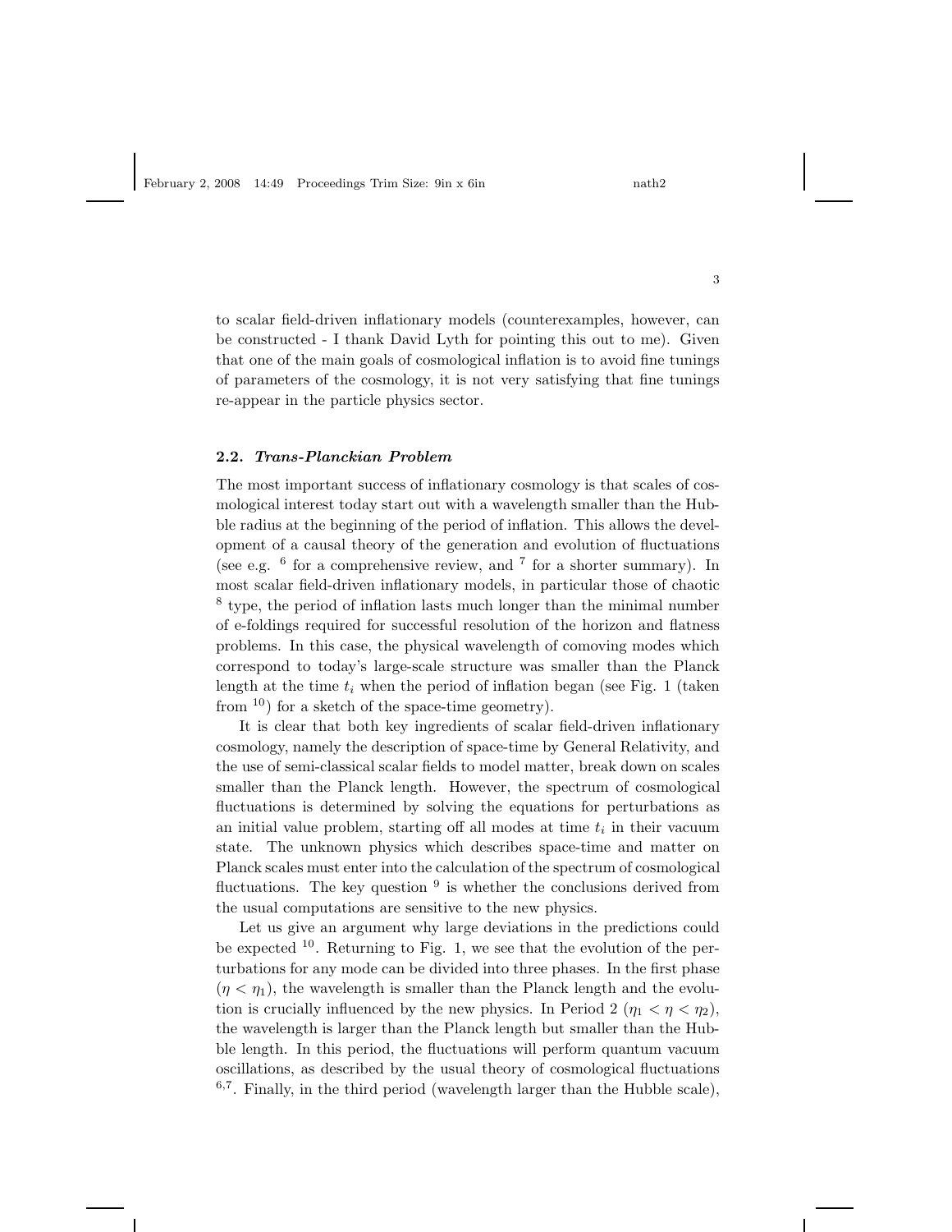to scalar field-driven inflationary models (counterexamples, however, can be constructed - I thank David Lyth for pointing this out to me). Given that one of the main goals of cosmological inflation is to avoid fine tunings of parameters of the cosmology, it is not very satisfying that fine tunings re-appear in the particle physics sector.

### 2.2. *Trans-Planckian Problem*

The most important success of inflationary cosmology is that scales of cosmological interest today start out with a wavelength smaller than the Hubble radius at the beginning of the period of inflation. This allows the development of a causal theory of the generation and evolution of fluctuations (see e.g. [6] for a comprehensive review, and [7] for a shorter summary). In most scalar field-driven inflationary models, in particular those of chaotic [8] type, the period of inflation lasts much longer than the minimal number of e-foldings required for successful resolution of the horizon and flatness problems. In this case, the physical wavelength of comoving modes which correspond to today's large-scale structure was smaller than the Planck length at the time $t_i$ when the period of inflation began (see Fig. 1 (taken from [10]) for a sketch of the space-time geometry).

It is clear that both key ingredients of scalar field-driven inflationary cosmology, namely the description of space-time by General Relativity, and the use of semi-classical scalar fields to model matter, break down on scales smaller than the Planck length. However, the spectrum of cosmological fluctuations is determined by solving the equations for perturbations as an initial value problem, starting off all modes at time $t_i$ in their vacuum state. The unknown physics which describes space-time and matter on Planck scales must enter into the calculation of the spectrum of cosmological fluctuations. The key question [9] is whether the conclusions derived from the usual computations are sensitive to the new physics.

Let us give an argument why large deviations in the predictions could be expected [10]. Returning to Fig. 1, we see that the evolution of the perturbations for any mode can be divided into three phases. In the first phase ($\eta < \eta_1$), the wavelength is smaller than the Planck length and the evolution is crucially influenced by the new physics. In Period 2 ($\eta_1 < \eta < \eta_2$), the wavelength is larger than the Planck length but smaller than the Hubble length. In this period, the fluctuations will perform quantum vacuum oscillations, as described by the usual theory of cosmological fluctuations [6,7]. Finally, in the third period (wavelength larger than the Hubble scale),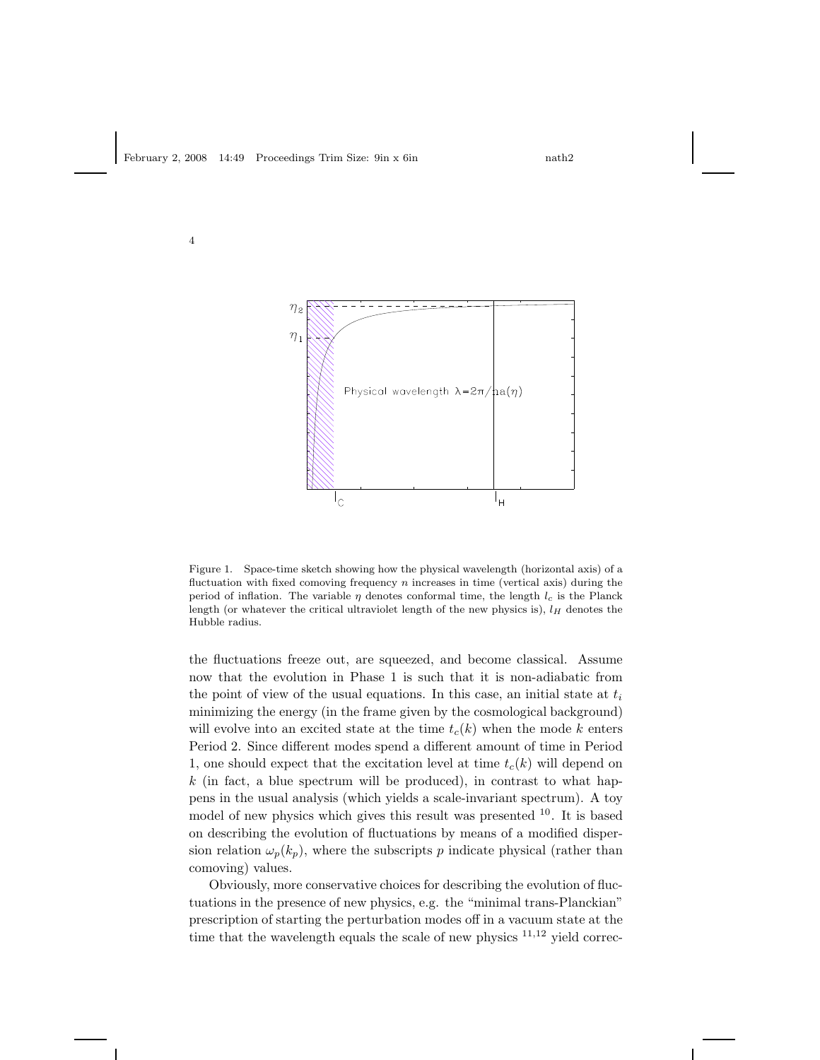Figure 1. Space-time sketch showing how the physical wavelength (horizontal axis) of a fluctuation with fixed comoving frequency $n$ increases in time (vertical axis) during the period of inflation. The variable $\eta$ denotes conformal time, the length $l_c$ is the Planck length (or whatever the critical ultraviolet length of the new physics is), $l_H$ denotes the Hubble radius.

the fluctuations freeze out, are squeezed, and become classical. Assume now that the evolution in Phase 1 is such that it is non-adiabatic from the point of view of the usual equations. In this case, an initial state at $t_i$ minimizing the energy (in the frame given by the cosmological background) will evolve into an excited state at the time $t_c(k)$ when the mode $k$ enters Period 2. Since different modes spend a different amount of time in Period 1, one should expect that the excitation level at time $t_c(k)$ will depend on $k$ (in fact, a blue spectrum will be produced), in contrast to what happens in the usual analysis (which yields a scale-invariant spectrum). A toy model of new physics which gives this result was presented [10]. It is based on describing the evolution of fluctuations by means of a modified dispersion relation $\omega_p(k_p)$, where the subscripts $p$ indicate physical (rather than comoving) values.

Obviously, more conservative choices for describing the evolution of fluctuations in the presence of new physics, e.g. the "minimal trans-Planckian" prescription of starting the perturbation modes off in a vacuum state at the time that the wavelength equals the scale of new physics [11,12] yield correc-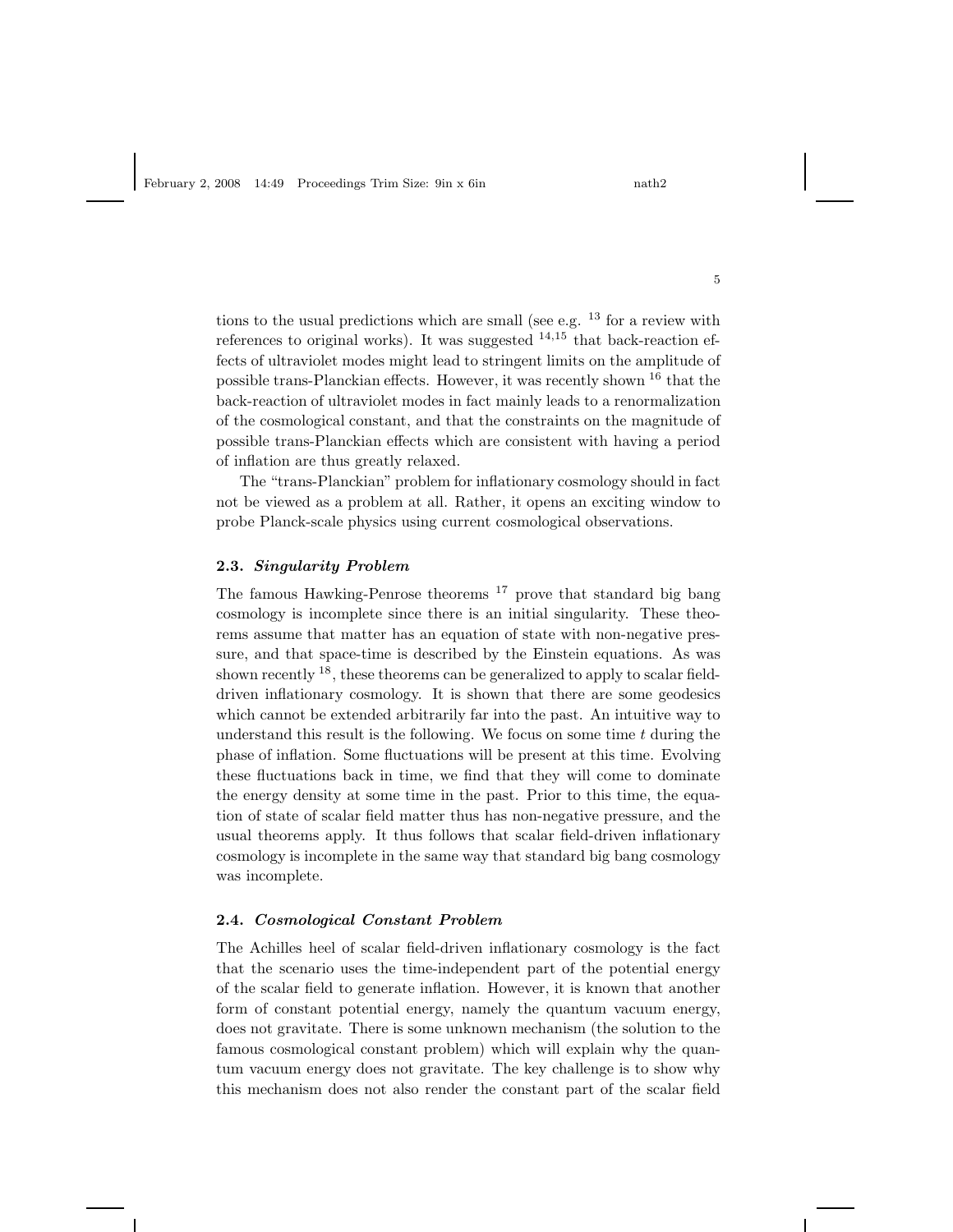tions to the usual predictions which are small (see e.g. [13] for a review with references to original works). It was suggested [14,15] that back-reaction effects of ultraviolet modes might lead to stringent limits on the amplitude of possible trans-Planckian effects. However, it was recently shown [16] that the back-reaction of ultraviolet modes in fact mainly leads to a renormalization of the cosmological constant, and that the constraints on the magnitude of possible trans-Planckian effects which are consistent with having a period of inflation are thus greatly relaxed.

The "trans-Planckian" problem for inflationary cosmology should in fact not be viewed as a problem at all. Rather, it opens an exciting window to probe Planck-scale physics using current cosmological observations.

### 2.3. *Singularity Problem*

The famous Hawking-Penrose theorems [17] prove that standard big bang cosmology is incomplete since there is an initial singularity. These theorems assume that matter has an equation of state with non-negative pressure, and that space-time is described by the Einstein equations. As was shown recently [18], these theorems can be generalized to apply to scalar field-driven inflationary cosmology. It is shown that there are some geodesics which cannot be extended arbitrarily far into the past. An intuitive way to understand this result is the following. We focus on some time $t$ during the phase of inflation. Some fluctuations will be present at this time. Evolving these fluctuations back in time, we find that they will come to dominate the energy density at some time in the past. Prior to this time, the equation of state of scalar field matter thus has non-negative pressure, and the usual theorems apply. It thus follows that scalar field-driven inflationary cosmology is incomplete in the same way that standard big bang cosmology was incomplete.

### 2.4. *Cosmological Constant Problem*

The Achilles heel of scalar field-driven inflationary cosmology is the fact that the scenario uses the time-independent part of the potential energy of the scalar field to generate inflation. However, it is known that another form of constant potential energy, namely the quantum vacuum energy, does not gravitate. There is some unknown mechanism (the solution to the famous cosmological constant problem) which will explain why the quantum vacuum energy does not gravitate. The key challenge is to show why this mechanism does not also render the constant part of the scalar field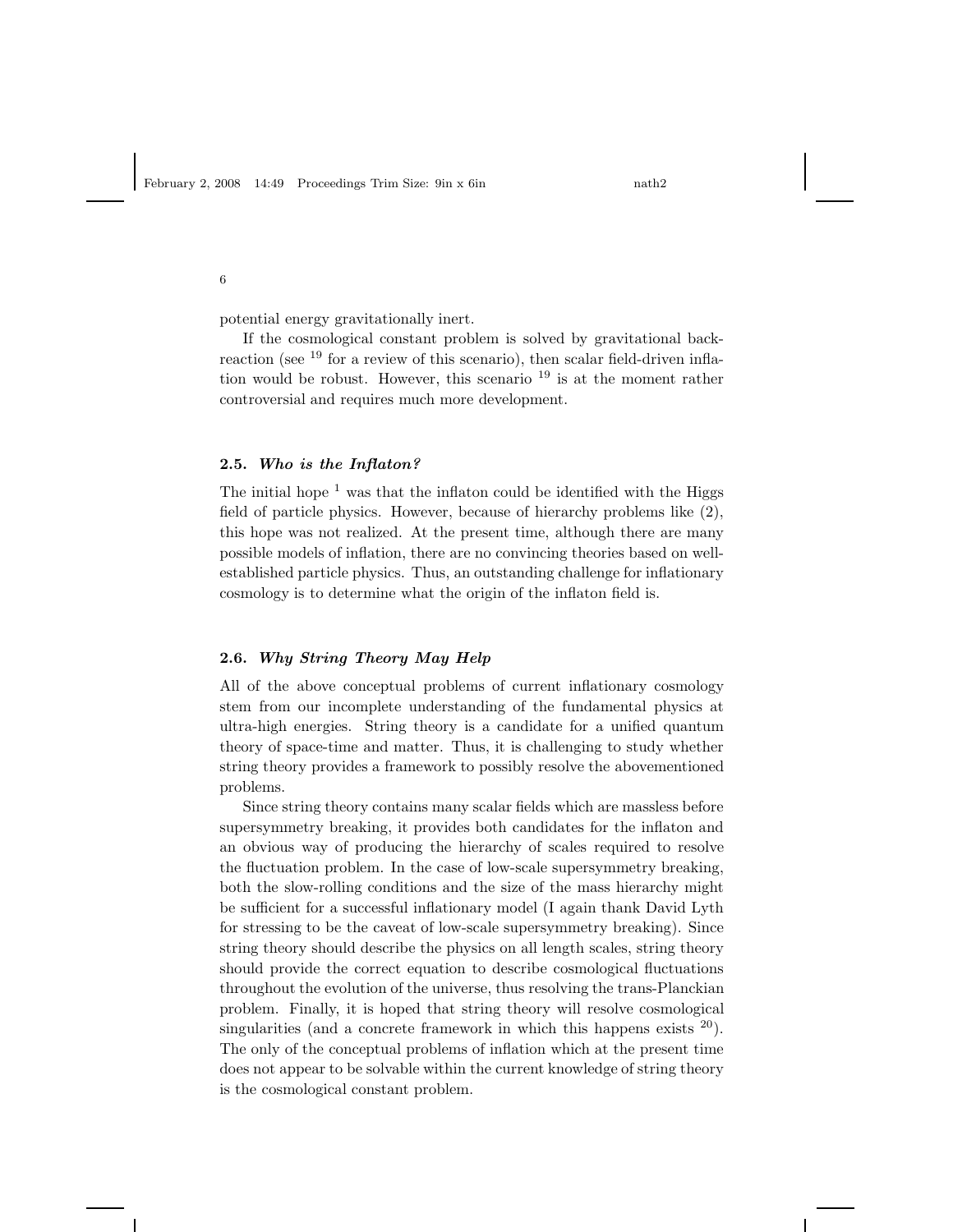potential energy gravitationally inert.

If the cosmological constant problem is solved by gravitational back-reaction (see [19] for a review of this scenario), then scalar field-driven inflation would be robust. However, this scenario [19] is at the moment rather controversial and requires much more development.

### 2.5. *Who is the Inflaton?*

The initial hope [1] was that the inflaton could be identified with the Higgs field of particle physics. However, because of hierarchy problems like (2), this hope was not realized. At the present time, although there are many possible models of inflation, there are no convincing theories based on well-established particle physics. Thus, an outstanding challenge for inflationary cosmology is to determine what the origin of the inflaton field is.

### 2.6. *Why String Theory May Help*

All of the above conceptual problems of current inflationary cosmology stem from our incomplete understanding of the fundamental physics at ultra-high energies. String theory is a candidate for a unified quantum theory of space-time and matter. Thus, it is challenging to study whether string theory provides a framework to possibly resolve the abovementioned problems.

Since string theory contains many scalar fields which are massless before supersymmetry breaking, it provides both candidates for the inflaton and an obvious way of producing the hierarchy of scales required to resolve the fluctuation problem. In the case of low-scale supersymmetry breaking, both the slow-rolling conditions and the size of the mass hierarchy might be sufficient for a successful inflationary model (I again thank David Lyth for stressing to be the caveat of low-scale supersymmetry breaking). Since string theory should describe the physics on all length scales, string theory should provide the correct equation to describe cosmological fluctuations throughout the evolution of the universe, thus resolving the trans-Planckian problem. Finally, it is hoped that string theory will resolve cosmological singularities (and a concrete framework in which this happens exists [20]). The only of the conceptual problems of inflation which at the present time does not appear to be solvable within the current knowledge of string theory is the cosmological constant problem.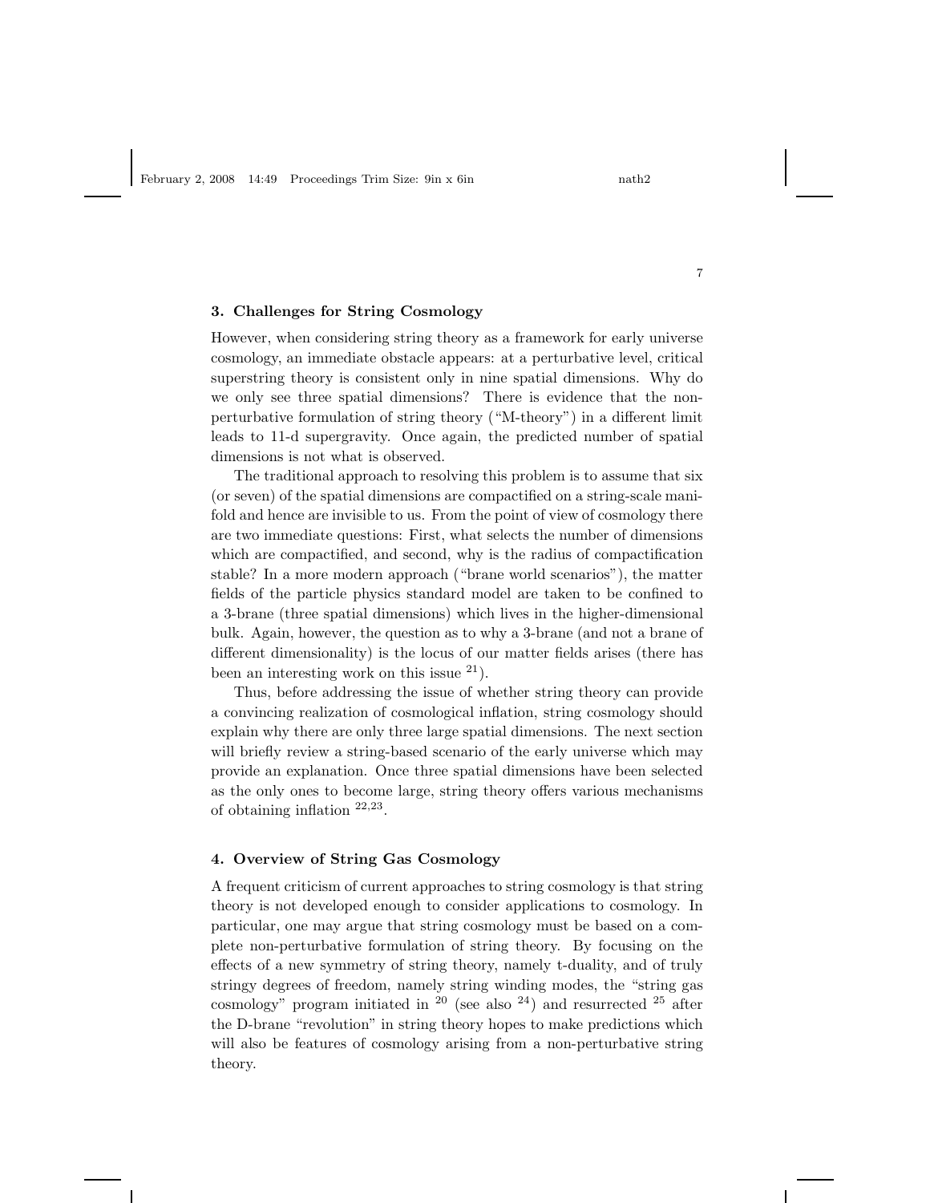## 3. Challenges for String Cosmology

However, when considering string theory as a framework for early universe cosmology, an immediate obstacle appears: at a perturbative level, critical superstring theory is consistent only in nine spatial dimensions. Why do we only see three spatial dimensions? There is evidence that the non-perturbative formulation of string theory ("M-theory") in a different limit leads to 11-d supergravity. Once again, the predicted number of spatial dimensions is not what is observed.

The traditional approach to resolving this problem is to assume that six (or seven) of the spatial dimensions are compactified on a string-scale manifold and hence are invisible to us. From the point of view of cosmology there are two immediate questions: First, what selects the number of dimensions which are compactified, and second, why is the radius of compactification stable? In a more modern approach ("brane world scenarios"), the matter fields of the particle physics standard model are taken to be confined to a 3-brane (three spatial dimensions) which lives in the higher-dimensional bulk. Again, however, the question as to why a 3-brane (and not a brane of different dimensionality) is the locus of our matter fields arises (there has been an interesting work on this issue [21]).

Thus, before addressing the issue of whether string theory can provide a convincing realization of cosmological inflation, string cosmology should explain why there are only three large spatial dimensions. The next section will briefly review a string-based scenario of the early universe which may provide an explanation. Once three spatial dimensions have been selected as the only ones to become large, string theory offers various mechanisms of obtaining inflation [22,23].

## 4. Overview of String Gas Cosmology

A frequent criticism of current approaches to string cosmology is that string theory is not developed enough to consider applications to cosmology. In particular, one may argue that string cosmology must be based on a complete non-perturbative formulation of string theory. By focusing on the effects of a new symmetry of string theory, namely t-duality, and of truly stringy degrees of freedom, namely string winding modes, the "string gas cosmology" program initiated in [20] (see also [24]) and resurrected [25] after the D-brane "revolution" in string theory hopes to make predictions which will also be features of cosmology arising from a non-perturbative string theory.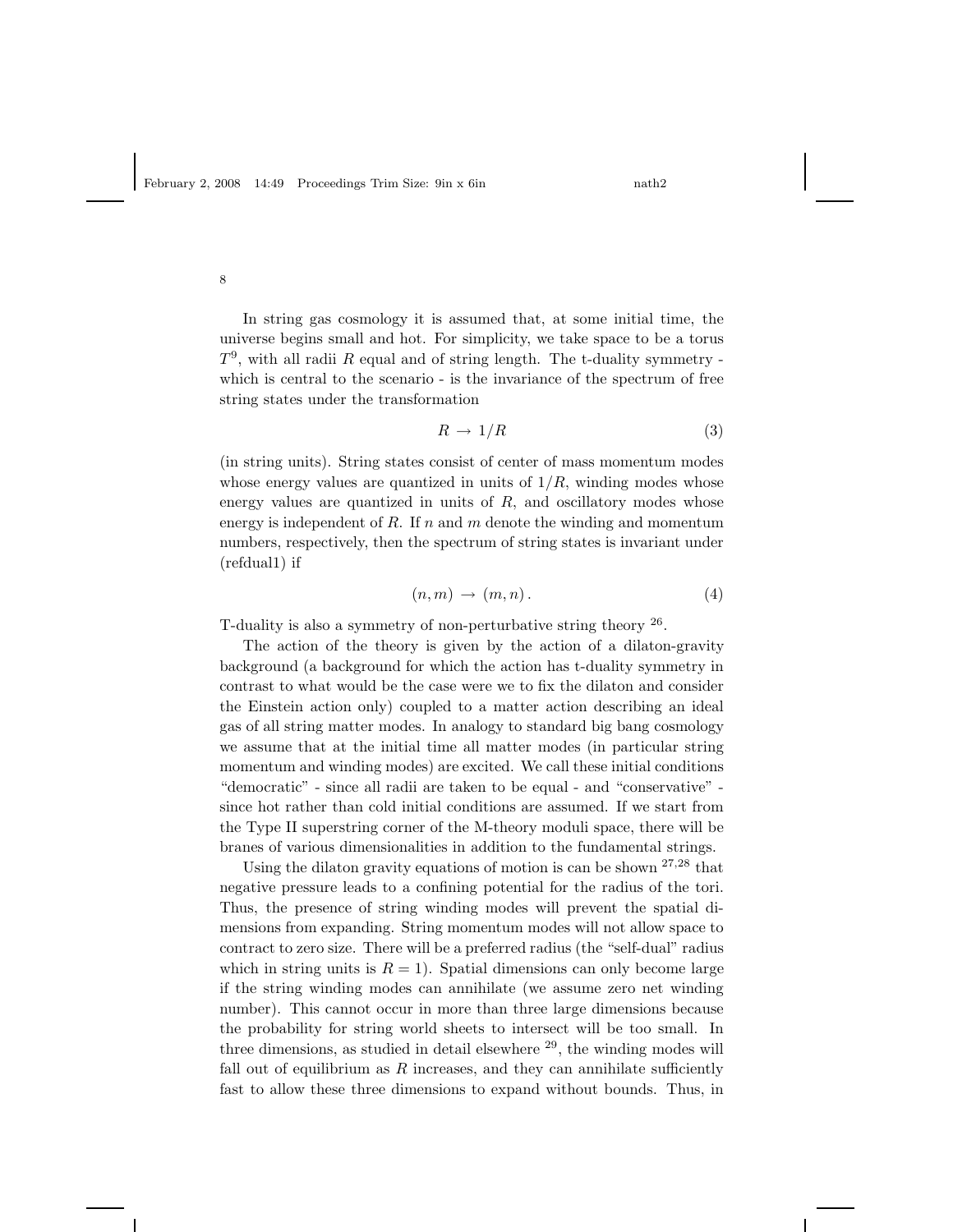In string gas cosmology it is assumed that, at some initial time, the universe begins small and hot. For simplicity, we take space to be a torus $T^9$, with all radii $R$ equal and of string length. The t-duality symmetry - which is central to the scenario - is the invariance of the spectrum of free string states under the transformation

$$R \rightarrow 1/R \tag{3}$$

(in string units). String states consist of center of mass momentum modes whose energy values are quantized in units of $1/R$, winding modes whose energy values are quantized in units of $R$, and oscillatory modes whose energy is independent of $R$. If $n$ and $m$ denote the winding and momentum numbers, respectively, then the spectrum of string states is invariant under (refdual1) if

$$(n, m) \rightarrow (m, n) \,. \tag{4}$$

T-duality is also a symmetry of non-perturbative string theory [26].

The action of the theory is given by the action of a dilaton-gravity background (a background for which the action has t-duality symmetry in contrast to what would be the case were we to fix the dilaton and consider the Einstein action only) coupled to a matter action describing an ideal gas of all string matter modes. In analogy to standard big bang cosmology we assume that at the initial time all matter modes (in particular string momentum and winding modes) are excited. We call these initial conditions "democratic" - since all radii are taken to be equal - and "conservative" - since hot rather than cold initial conditions are assumed. If we start from the Type II superstring corner of the M-theory moduli space, there will be branes of various dimensionalities in addition to the fundamental strings.

Using the dilaton gravity equations of motion is can be shown [27,28] that negative pressure leads to a confining potential for the radius of the tori. Thus, the presence of string winding modes will prevent the spatial dimensions from expanding. String momentum modes will not allow space to contract to zero size. There will be a preferred radius (the "self-dual" radius which in string units is $R = 1$). Spatial dimensions can only become large if the string winding modes can annihilate (we assume zero net winding number). This cannot occur in more than three large dimensions because the probability for string world sheets to intersect will be too small. In three dimensions, as studied in detail elsewhere [29], the winding modes will fall out of equilibrium as $R$ increases, and they can annihilate sufficiently fast to allow these three dimensions to expand without bounds. Thus, in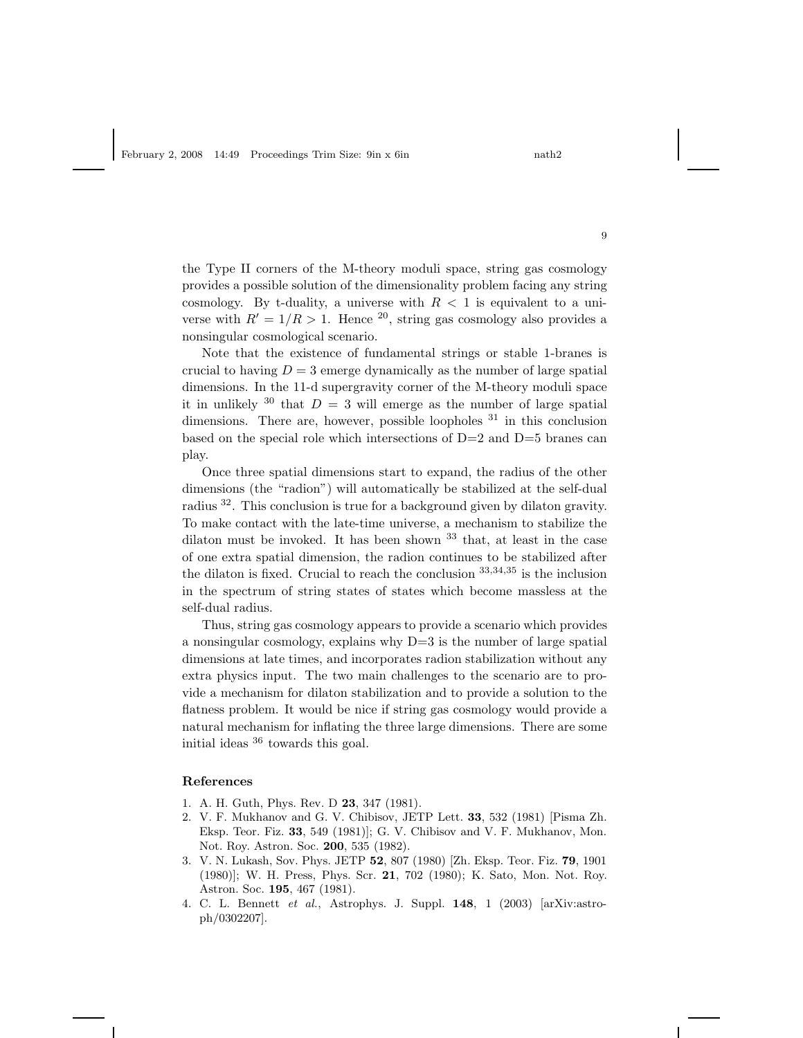the Type II corners of the M-theory moduli space, string gas cosmology provides a possible solution of the dimensionality problem facing any string cosmology. By t-duality, a universe with $R < 1$ is equivalent to a universe with $R' = 1/R > 1$. Hence [20], string gas cosmology also provides a nonsingular cosmological scenario.

Note that the existence of fundamental strings or stable 1-branes is crucial to having $D = 3$ emerge dynamically as the number of large spatial dimensions. In the 11-d supergravity corner of the M-theory moduli space it in unlikely [30] that $D = 3$ will emerge as the number of large spatial dimensions. There are, however, possible loopholes [31] in this conclusion based on the special role which intersections of D=2 and D=5 branes can play.

Once three spatial dimensions start to expand, the radius of the other dimensions (the "radion") will automatically be stabilized at the self-dual radius [32]. This conclusion is true for a background given by dilaton gravity. To make contact with the late-time universe, a mechanism to stabilize the dilaton must be invoked. It has been shown [33] that, at least in the case of one extra spatial dimension, the radion continues to be stabilized after the dilaton is fixed. Crucial to reach the conclusion [33,34,35] is the inclusion in the spectrum of string states of states which become massless at the self-dual radius.

Thus, string gas cosmology appears to provide a scenario which provides a nonsingular cosmology, explains why D=3 is the number of large spatial dimensions at late times, and incorporates radion stabilization without any extra physics input. The two main challenges to the scenario are to provide a mechanism for dilaton stabilization and to provide a solution to the flatness problem. It would be nice if string gas cosmology would provide a natural mechanism for inflating the three large dimensions. There are some initial ideas [36] towards this goal.

## References

1. A. H. Guth, Phys. Rev. D **23**, 347 (1981).
2. V. F. Mukhanov and G. V. Chibisov, JETP Lett. **33**, 532 (1981) [Pisma Zh. Eksp. Teor. Fiz. **33**, 549 (1981)]; G. V. Chibisov and V. F. Mukhanov, Mon. Not. Roy. Astron. Soc. **200**, 535 (1982).
3. V. N. Lukash, Sov. Phys. JETP **52**, 807 (1980) [Zh. Eksp. Teor. Fiz. **79**, 1901 (1980)]; W. H. Press, Phys. Scr. **21**, 702 (1980); K. Sato, Mon. Not. Roy. Astron. Soc. **195**, 467 (1981).
4. C. L. Bennett *et al.*, Astrophys. J. Suppl. **148**, 1 (2003) [arXiv:astro-ph/0302207].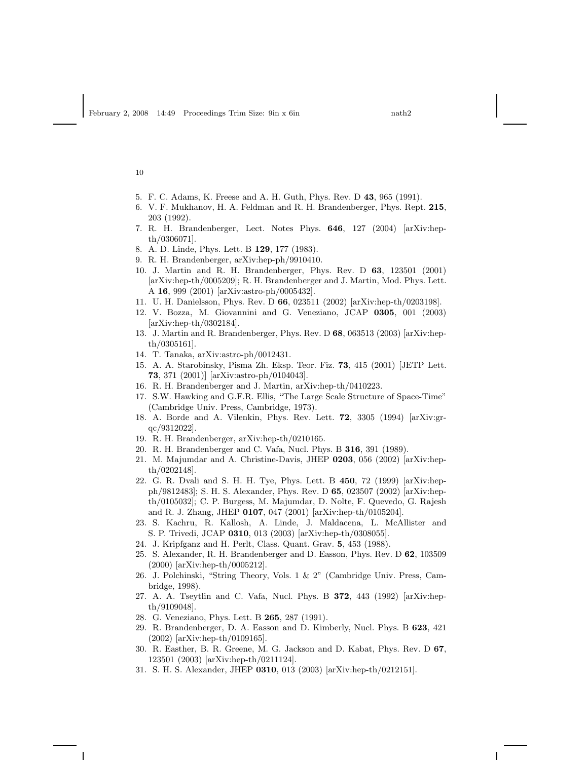5. F. C. Adams, K. Freese and A. H. Guth, Phys. Rev. D **43**, 965 (1991).
6. V. F. Mukhanov, H. A. Feldman and R. H. Brandenberger, Phys. Rept. **215**, 203 (1992).
7. R. H. Brandenberger, Lect. Notes Phys. **646**, 127 (2004) [arXiv:hep-th/0306071].
8. A. D. Linde, Phys. Lett. B **129**, 177 (1983).
9. R. H. Brandenberger, arXiv:hep-ph/9910410.
10. J. Martin and R. H. Brandenberger, Phys. Rev. D **63**, 123501 (2001) [arXiv:hep-th/0005209]; R. H. Brandenberger and J. Martin, Mod. Phys. Lett. A **16**, 999 (2001) [arXiv:astro-ph/0005432].
11. U. H. Danielsson, Phys. Rev. D **66**, 023511 (2002) [arXiv:hep-th/0203198].
12. V. Bozza, M. Giovannini and G. Veneziano, JCAP **0305**, 001 (2003) [arXiv:hep-th/0302184].
13. J. Martin and R. Brandenberger, Phys. Rev. D **68**, 063513 (2003) [arXiv:hep-th/0305161].
14. T. Tanaka, arXiv:astro-ph/0012431.
15. A. A. Starobinsky, Pisma Zh. Eksp. Teor. Fiz. **73**, 415 (2001) [JETP Lett. **73**, 371 (2001)] [arXiv:astro-ph/0104043].
16. R. H. Brandenberger and J. Martin, arXiv:hep-th/0410223.
17. S.W. Hawking and G.F.R. Ellis, "The Large Scale Structure of Space-Time" (Cambridge Univ. Press, Cambridge, 1973).
18. A. Borde and A. Vilenkin, Phys. Rev. Lett. **72**, 3305 (1994) [arXiv:gr-qc/9312022].
19. R. H. Brandenberger, arXiv:hep-th/0210165.
20. R. H. Brandenberger and C. Vafa, Nucl. Phys. B **316**, 391 (1989).
21. M. Majumdar and A. Christine-Davis, JHEP **0203**, 056 (2002) [arXiv:hep-th/0202148].
22. G. R. Dvali and S. H. H. Tye, Phys. Lett. B **450**, 72 (1999) [arXiv:hep-ph/9812483]; S. H. S. Alexander, Phys. Rev. D **65**, 023507 (2002) [arXiv:hep-th/0105032]; C. P. Burgess, M. Majumdar, D. Nolte, F. Quevedo, G. Rajesh and R. J. Zhang, JHEP **0107**, 047 (2001) [arXiv:hep-th/0105204].
23. S. Kachru, R. Kallosh, A. Linde, J. Maldacena, L. McAllister and S. P. Trivedi, JCAP **0310**, 013 (2003) [arXiv:hep-th/0308055].
24. J. Kripfganz and H. Perlt, Class. Quant. Grav. **5**, 453 (1988).
25. S. Alexander, R. H. Brandenberger and D. Easson, Phys. Rev. D **62**, 103509 (2000) [arXiv:hep-th/0005212].
26. J. Polchinski, "String Theory, Vols. 1 & 2" (Cambridge Univ. Press, Cambridge, 1998).
27. A. A. Tseytlin and C. Vafa, Nucl. Phys. B **372**, 443 (1992) [arXiv:hep-th/9109048].
28. G. Veneziano, Phys. Lett. B **265**, 287 (1991).
29. R. Brandenberger, D. A. Easson and D. Kimberly, Nucl. Phys. B **623**, 421 (2002) [arXiv:hep-th/0109165].
30. R. Easther, B. R. Greene, M. G. Jackson and D. Kabat, Phys. Rev. D **67**, 123501 (2003) [arXiv:hep-th/0211124].
31. S. H. S. Alexander, JHEP **0310**, 013 (2003) [arXiv:hep-th/0212151].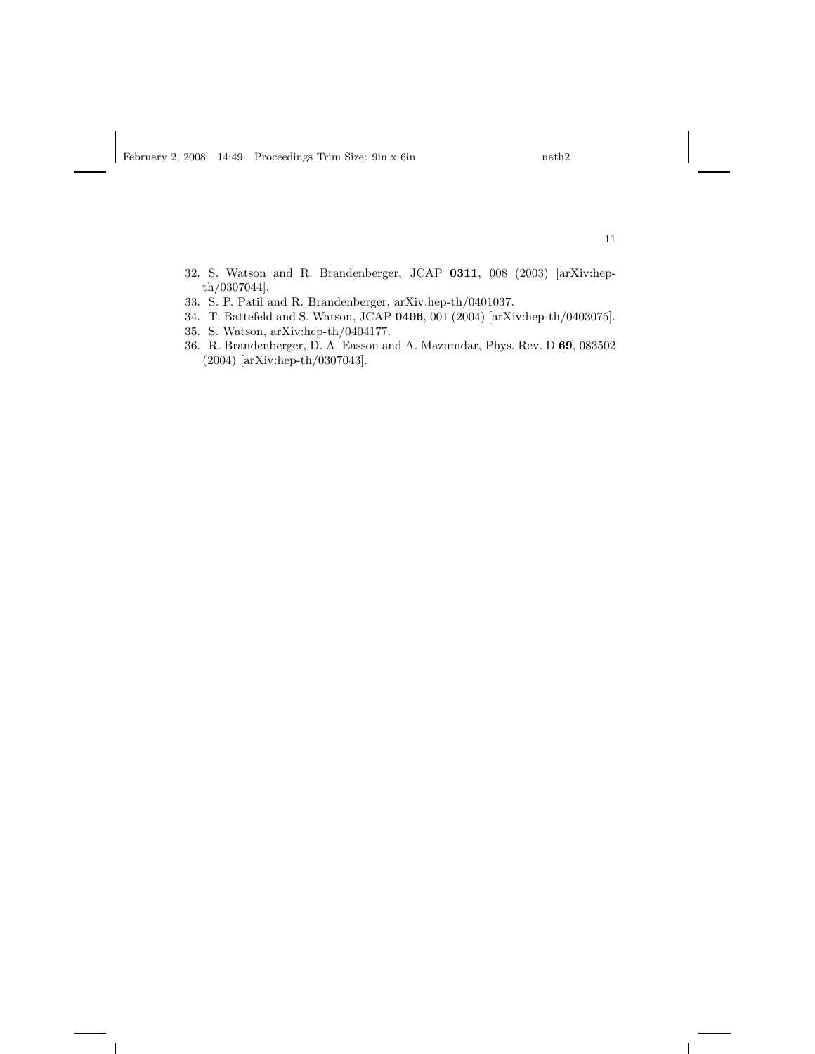32. S. Watson and R. Brandenberger, JCAP **0311**, 008 (2003) [arXiv:hep-th/0307044].
33. S. P. Patil and R. Brandenberger, arXiv:hep-th/0401037.
34. T. Battefeld and S. Watson, JCAP **0406**, 001 (2004) [arXiv:hep-th/0403075].
35. S. Watson, arXiv:hep-th/0404177.
36. R. Brandenberger, D. A. Easson and A. Mazumdar, Phys. Rev. D **69**, 083502 (2004) [arXiv:hep-th/0307043].